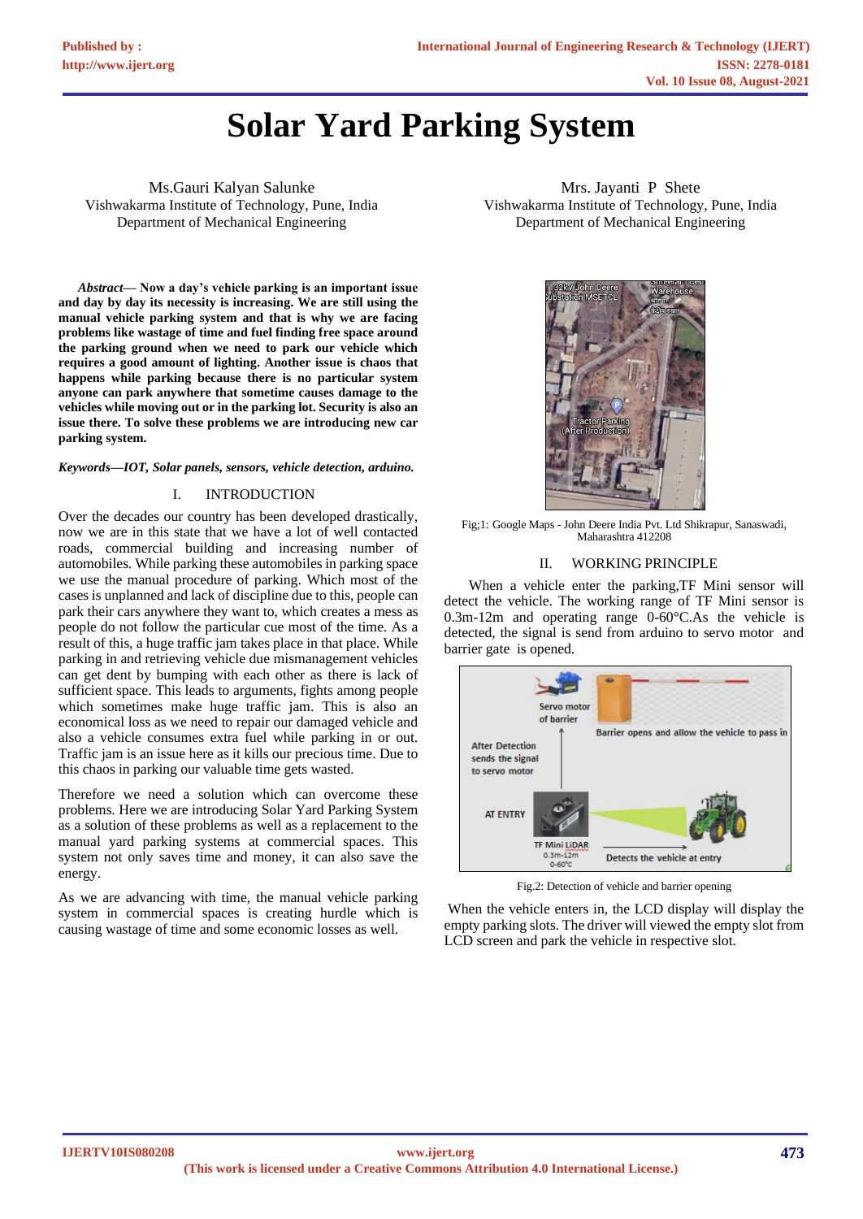# Solar Yard Parking System

Ms.Gauri Kalyan Salunke
Vishwakarma Institute of Technology, Pune, India
Department of Mechanical Engineering

Mrs. Jayanti P Shete
Vishwakarma Institute of Technology, Pune, India
Department of Mechanical Engineering

***Abstract*— Now a day's vehicle parking is an important issue and day by day its necessity is increasing. We are still using the manual vehicle parking system and that is why we are facing problems like wastage of time and fuel finding free space around the parking ground when we need to park our vehicle which requires a good amount of lighting. Another issue is chaos that happens while parking because there is no particular system anyone can park anywhere that sometime causes damage to the vehicles while moving out or in the parking lot. Security is also an issue there. To solve these problems we are introducing new car parking system.**

***Keywords—IOT, Solar panels, sensors, vehicle detection, arduino.***

## I. INTRODUCTION

Over the decades our country has been developed drastically, now we are in this state that we have a lot of well contacted roads, commercial building and increasing number of automobiles. While parking these automobiles in parking space we use the manual procedure of parking. Which most of the cases is unplanned and lack of discipline due to this, people can park their cars anywhere they want to, which creates a mess as people do not follow the particular cue most of the time. As a result of this, a huge traffic jam takes place in that place. While parking in and retrieving vehicle due mismanagement vehicles can get dent by bumping with each other as there is lack of sufficient space. This leads to arguments, fights among people which sometimes make huge traffic jam. This is also an economical loss as we need to repair our damaged vehicle and also a vehicle consumes extra fuel while parking in or out. Traffic jam is an issue here as it kills our precious time. Due to this chaos in parking our valuable time gets wasted.

Therefore we need a solution which can overcome these problems. Here we are introducing Solar Yard Parking System as a solution of these problems as well as a replacement to the manual yard parking systems at commercial spaces. This system not only saves time and money, it can also save the energy.

As we are advancing with time, the manual vehicle parking system in commercial spaces is creating hurdle which is causing wastage of time and some economic losses as well.

Fig;1: Google Maps - John Deere India Pvt. Ltd Shikrapur, Sanaswadi, Maharashtra 412208

## II. WORKING PRINCIPLE

When a vehicle enter the parking,TF Mini sensor will detect the vehicle. The working range of TF Mini sensor is 0.3m-12m and operating range 0-60°C.As the vehicle is detected, the signal is send from arduino to servo motor and barrier gate is opened.

Fig.2: Detection of vehicle and barrier opening

When the vehicle enters in, the LCD display will display the empty parking slots. The driver will viewed the empty slot from LCD screen and park the vehicle in respective slot.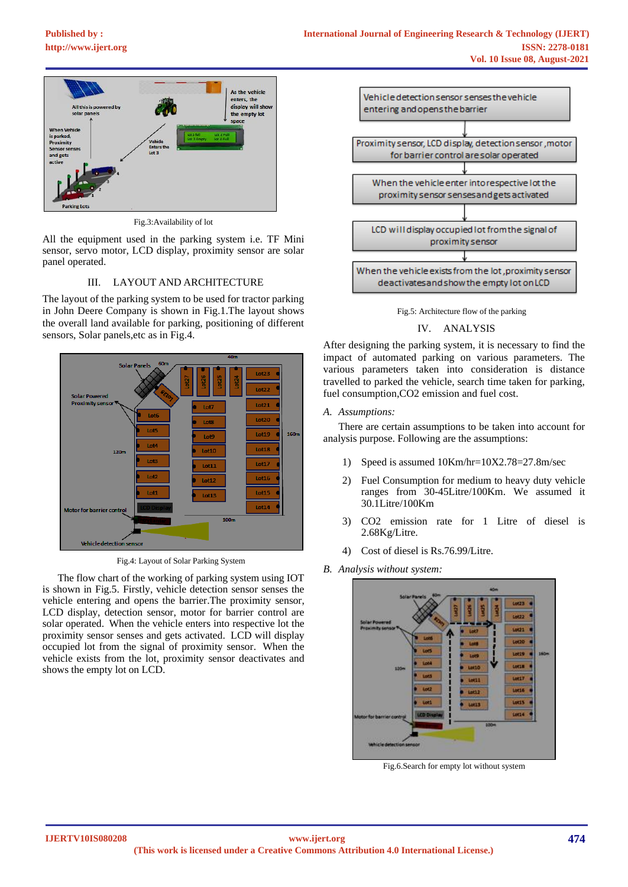Fig.3:Availability of lot

All the equipment used in the parking system i.e. TF Mini sensor, servo motor, LCD display, proximity sensor are solar panel operated.

## III. LAYOUT AND ARCHITECTURE

The layout of the parking system to be used for tractor parking in John Deere Company is shown in Fig.1.The layout shows the overall land available for parking, positioning of different sensors, Solar panels,etc as in Fig.4.

Fig.4: Layout of Solar Parking System

The flow chart of the working of parking system using IOT is shown in Fig.5. Firstly, vehicle detection sensor senses the vehicle entering and opens the barrier.The proximity sensor, LCD display, detection sensor, motor for barrier control are solar operated. When the vehicle enters into respective lot the proximity sensor senses and gets activated. LCD will display occupied lot from the signal of proximity sensor. When the vehicle exists from the lot, proximity sensor deactivates and shows the empty lot on LCD.

Fig.5: Architecture flow of the parking

## IV. ANALYSIS

After designing the parking system, it is necessary to find the impact of automated parking on various parameters. The various parameters taken into consideration is distance travelled to parked the vehicle, search time taken for parking, fuel consumption,CO2 emission and fuel cost.

### *A. Assumptions:*

There are certain assumptions to be taken into account for analysis purpose. Following are the assumptions:

1) Speed is assumed 10Km/hr=10X2.78=27.8m/sec
2) Fuel Consumption for medium to heavy duty vehicle ranges from 30-45Litre/100Km. We assumed it 30.1Litre/100Km
3) $CO_2$ emission rate for 1 Litre of diesel is 2.68Kg/Litre.
4) Cost of diesel is Rs.76.99/Litre.

### *B. Analysis without system:*

Fig.6.Search for empty lot without system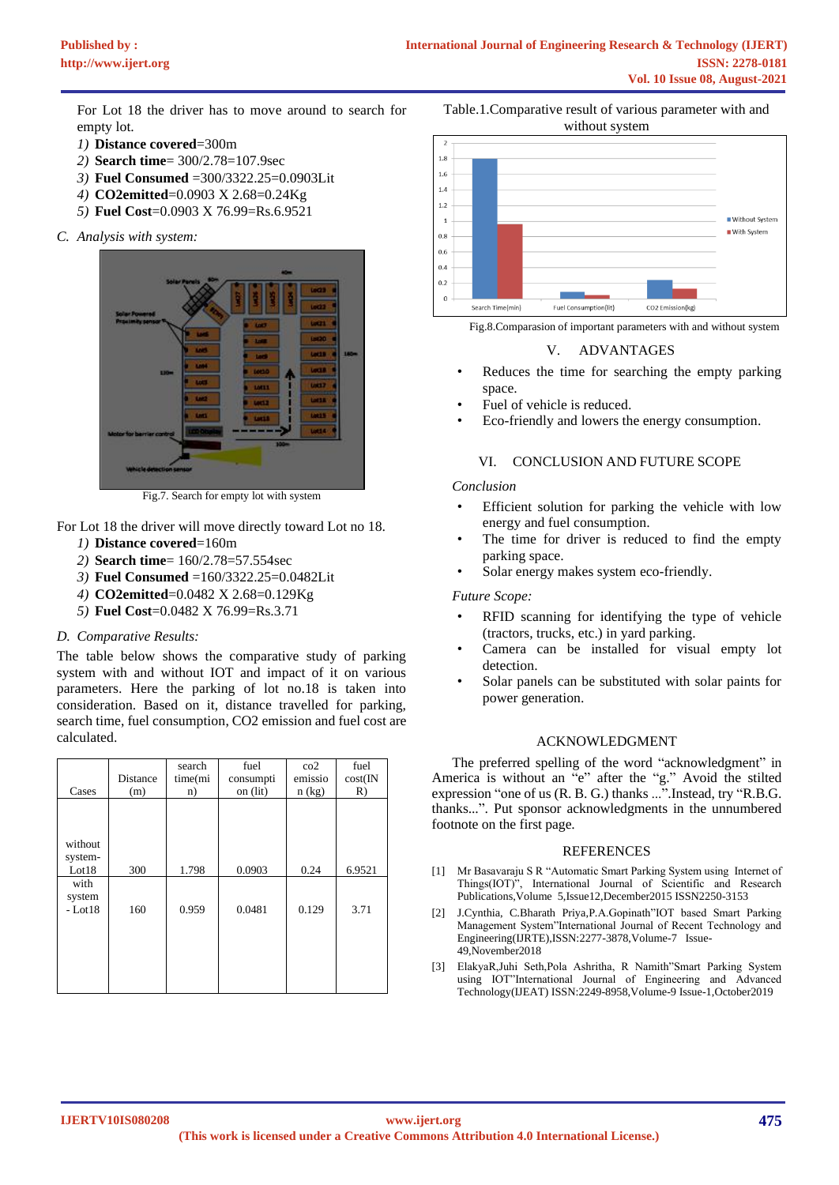For Lot 18 the driver has to move around to search for empty lot.

1) **Distance covered**=300m
2) **Search time**= 300/2.78=107.9sec
3) **Fuel Consumed** =300/3322.25=0.0903Lit
4) **CO2emitted**=0.0903 X 2.68=0.24Kg
5) **Fuel Cost**=0.0903 X 76.99=Rs.6.9521

*C. Analysis with system:*

Solar Panels
60m
40m
Solar Powered Proximity sensor
Lot1
Lot2
Lot3
Lot4
Lot5
Lot6
Lot7
Lot8
Lot9
Lot10
Lot11
Lot12
Lot13
Lot14
Lot15
Lot16
Lot17
Lot18
Lot19
Lot20
Lot21
Lot22
Lot23
Lot24
Lot25
Lot26
Lot27
120m
160m
100m
Motor for barrier control
LCD Display
Vehicle detection sensor

Fig.7. Search for empty lot with system

For Lot 18 the driver will move directly toward Lot no 18.

1) **Distance covered**=160m
2) **Search time**= 160/2.78=57.554sec
3) **Fuel Consumed** =160/3322.25=0.0482Lit
4) **CO2emitted**=0.0482 X 2.68=0.129Kg
5) **Fuel Cost**=0.0482 X 76.99=Rs.3.71

*D. Comparative Results:*

The table below shows the comparative study of parking system with and without IOT and impact of it on various parameters. Here the parking of lot no.18 is taken into consideration. Based on it, distance travelled for parking, search time, fuel consumption, CO2 emission and fuel cost are calculated.

| Cases | Distance (m) | search time(min) | fuel consumption (lit) | co2 emission (kg) | fuel cost(INR) |
|---|---|---|---|---|---|
| without system-Lot18 | 300 | 1.798 | 0.0903 | 0.24 | 6.9521 |
| with system - Lot18 | 160 | 0.959 | 0.0481 | 0.129 | 3.71 |

Table.1.Comparative result of various parameter with and without system

2
1.8
1.6
1.4
1.2
1
0.8
0.6
0.4
0.2
0
Search Time(min)
Fuel Consumption(lit)
CO2 Emission(kg)
Without System
With System

Fig.8.Comparasion of important parameters with and without system

## V. ADVANTAGES

- Reduces the time for searching the empty parking space.
- Fuel of vehicle is reduced.
- Eco-friendly and lowers the energy consumption.

## VI. CONCLUSION AND FUTURE SCOPE

*Conclusion*

- Efficient solution for parking the vehicle with low energy and fuel consumption.
- The time for driver is reduced to find the empty parking space.
- Solar energy makes system eco-friendly.

*Future Scope:*

- RFID scanning for identifying the type of vehicle (tractors, trucks, etc.) in yard parking.
- Camera can be installed for visual empty lot detection.
- Solar panels can be substituted with solar paints for power generation.

## ACKNOWLEDGMENT

The preferred spelling of the word "acknowledgment" in America is without an "e" after the "g." Avoid the stilted expression "one of us (R. B. G.) thanks ...".Instead, try "R.B.G. thanks...". Put sponsor acknowledgments in the unnumbered footnote on the first page.

## REFERENCES

[1] Mr Basavaraju S R "Automatic Smart Parking System using Internet of Things(IOT)", International Journal of Scientific and Research Publications,Volume 5,Issue12,December2015 ISSN2250-3153

[2] J.Cynthia, C.Bharath Priya,P.A.Gopinath"IOT based Smart Parking Management System"International Journal of Recent Technology and Engineering(IJRTE),ISSN:2277-3878,Volume-7 Issue-49,November2018

[3] ElakyaR,Juhi Seth,Pola Ashritha, R Namith"Smart Parking System using IOT"International Journal of Engineering and Advanced Technology(IJEAT) ISSN:2249-8958,Volume-9 Issue-1,October2019